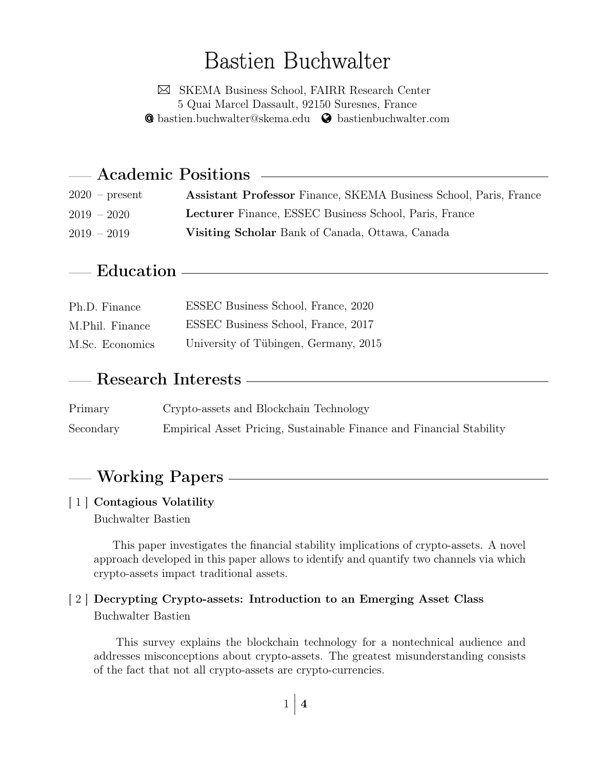# Bastien Buchwalter

✉ SKEMA Business School, FAIRR Research Center
5 Quai Marcel Dassault, 92150 Suresnes, France
@ bastien.buchwalter@skema.edu  bastienbuchwalter.com

## Academic Positions

| | |
|---|---|
| 2020 – present | **Assistant Professor** Finance, SKEMA Business School, Paris, France |
| 2019 – 2020 | **Lecturer** Finance, ESSEC Business School, Paris, France |
| 2019 – 2019 | **Visiting Scholar** Bank of Canada, Ottawa, Canada |

## Education

| | |
|---|---|
| Ph.D. Finance | ESSEC Business School, France, 2020 |
| M.Phil. Finance | ESSEC Business School, France, 2017 |
| M.Sc. Economics | University of Tübingen, Germany, 2015 |

## Research Interests

| | |
|---|---|
| Primary | Crypto-assets and Blockchain Technology |
| Secondary | Empirical Asset Pricing, Sustainable Finance and Financial Stability |

## Working Papers

[ 1 ] **Contagious Volatility**
Buchwalter Bastien

This paper investigates the financial stability implications of crypto-assets. A novel approach developed in this paper allows to identify and quantify two channels via which crypto-assets impact traditional assets.

[ 2 ] **Decrypting Crypto-assets: Introduction to an Emerging Asset Class**
Buchwalter Bastien

This survey explains the blockchain technology for a nontechnical audience and addresses misconceptions about crypto-assets. The greatest misunderstanding consists of the fact that not all crypto-assets are crypto-currencies.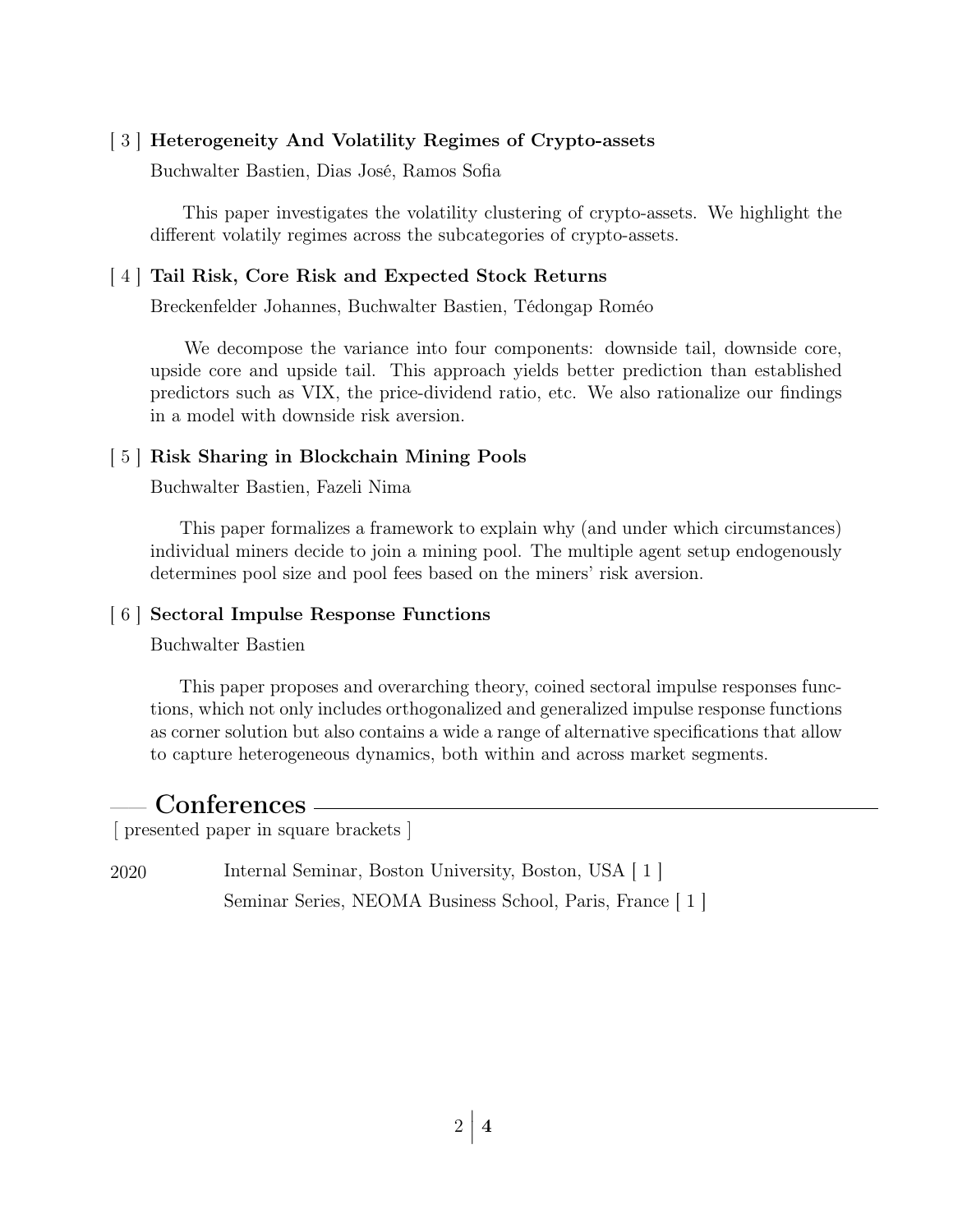[ 3 ] **Heterogeneity And Volatility Regimes of Crypto-assets**

Buchwalter Bastien, Dias José, Ramos Sofia

This paper investigates the volatility clustering of crypto-assets. We highlight the different volatily regimes across the subcategories of crypto-assets.

[ 4 ] **Tail Risk, Core Risk and Expected Stock Returns**

Breckenfelder Johannes, Buchwalter Bastien, Tédongap Roméo

We decompose the variance into four components: downside tail, downside core, upside core and upside tail. This approach yields better prediction than established predictors such as VIX, the price-dividend ratio, etc. We also rationalize our findings in a model with downside risk aversion.

[ 5 ] **Risk Sharing in Blockchain Mining Pools**

Buchwalter Bastien, Fazeli Nima

This paper formalizes a framework to explain why (and under which circumstances) individual miners decide to join a mining pool. The multiple agent setup endogenously determines pool size and pool fees based on the miners' risk aversion.

[ 6 ] **Sectoral Impulse Response Functions**

Buchwalter Bastien

This paper proposes and overarching theory, coined sectoral impulse responses functions, which not only includes orthogonalized and generalized impulse response functions as corner solution but also contains a wide a range of alternative specifications that allow to capture heterogeneous dynamics, both within and across market segments.

## Conferences

[ presented paper in square brackets ]

2020 Internal Seminar, Boston University, Boston, USA [ 1 ]

Seminar Series, NEOMA Business School, Paris, France [ 1 ]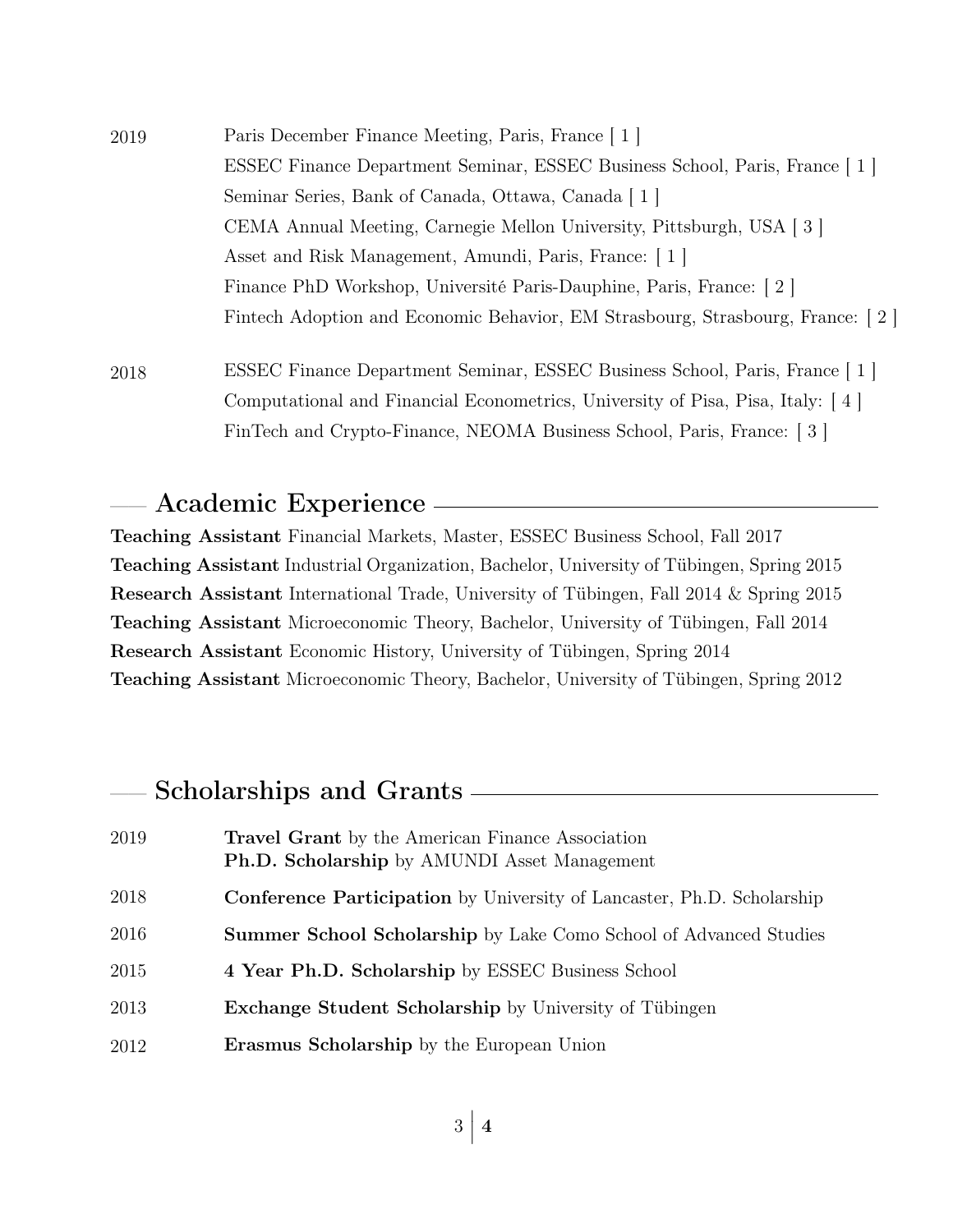2019
- Paris December Finance Meeting, Paris, France [ 1 ]
- ESSEC Finance Department Seminar, ESSEC Business School, Paris, France [ 1 ]
- Seminar Series, Bank of Canada, Ottawa, Canada [ 1 ]
- CEMA Annual Meeting, Carnegie Mellon University, Pittsburgh, USA [ 3 ]
- Asset and Risk Management, Amundi, Paris, France: [ 1 ]
- Finance PhD Workshop, Université Paris-Dauphine, Paris, France: [ 2 ]
- Fintech Adoption and Economic Behavior, EM Strasbourg, Strasbourg, France: [ 2 ]

2018
- ESSEC Finance Department Seminar, ESSEC Business School, Paris, France [ 1 ]
- Computational and Financial Econometrics, University of Pisa, Pisa, Italy: [ 4 ]
- FinTech and Crypto-Finance, NEOMA Business School, Paris, France: [ 3 ]

## Academic Experience

**Teaching Assistant** Financial Markets, Master, ESSEC Business School, Fall 2017
**Teaching Assistant** Industrial Organization, Bachelor, University of Tübingen, Spring 2015
**Research Assistant** International Trade, University of Tübingen, Fall 2014 & Spring 2015
**Teaching Assistant** Microeconomic Theory, Bachelor, University of Tübingen, Fall 2014
**Research Assistant** Economic History, University of Tübingen, Spring 2014
**Teaching Assistant** Microeconomic Theory, Bachelor, University of Tübingen, Spring 2012

## Scholarships and Grants

2019 **Travel Grant** by the American Finance Association
**Ph.D. Scholarship** by AMUNDI Asset Management

2018 **Conference Participation** by University of Lancaster, Ph.D. Scholarship

2016 **Summer School Scholarship** by Lake Como School of Advanced Studies

2015 **4 Year Ph.D. Scholarship** by ESSEC Business School

2013 **Exchange Student Scholarship** by University of Tübingen

2012 **Erasmus Scholarship** by the European Union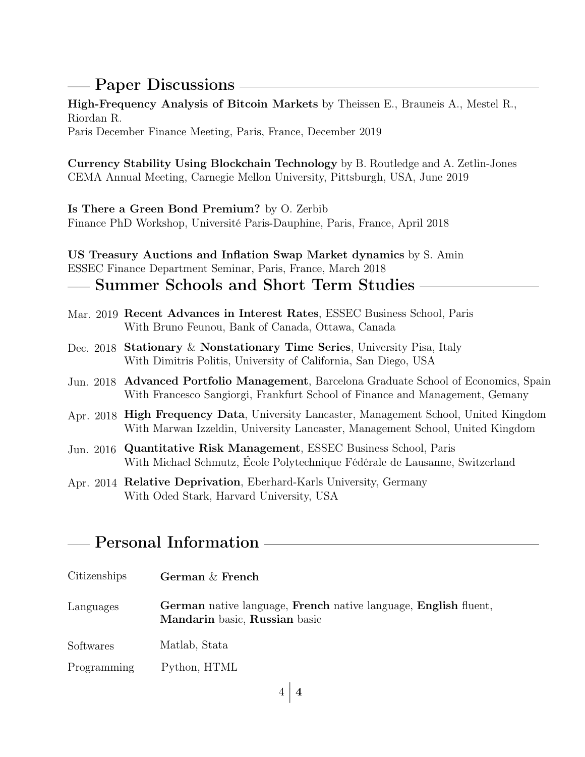## Paper Discussions

**High-Frequency Analysis of Bitcoin Markets** by Theissen E., Brauneis A., Mestel R., Riordan R.
Paris December Finance Meeting, Paris, France, December 2019

**Currency Stability Using Blockchain Technology** by B. Routledge and A. Zetlin-Jones
CEMA Annual Meeting, Carnegie Mellon University, Pittsburgh, USA, June 2019

**Is There a Green Bond Premium?** by O. Zerbib
Finance PhD Workshop, Université Paris-Dauphine, Paris, France, April 2018

**US Treasury Auctions and Inflation Swap Market dynamics** by S. Amin
ESSEC Finance Department Seminar, Paris, France, March 2018

## Summer Schools and Short Term Studies

Mar. 2019 **Recent Advances in Interest Rates**, ESSEC Business School, Paris
With Bruno Feunou, Bank of Canada, Ottawa, Canada

Dec. 2018 **Stationary** & **Nonstationary Time Series**, University Pisa, Italy
With Dimitris Politis, University of California, San Diego, USA

Jun. 2018 **Advanced Portfolio Management**, Barcelona Graduate School of Economics, Spain
With Francesco Sangiorgi, Frankfurt School of Finance and Management, Gemany

Apr. 2018 **High Frequency Data**, University Lancaster, Management School, United Kingdom
With Marwan Izzeldin, University Lancaster, Management School, United Kingdom

Jun. 2016 **Quantitative Risk Management**, ESSEC Business School, Paris
With Michael Schmutz, École Polytechnique Fédérale de Lausanne, Switzerland

Apr. 2014 **Relative Deprivation**, Eberhard-Karls University, Germany
With Oded Stark, Harvard University, USA

## Personal Information

Citizenships **German** & **French**

Languages **German** native language, **French** native language, **English** fluent, **Mandarin** basic, **Russian** basic

Softwares Matlab, Stata

Programming Python, HTML